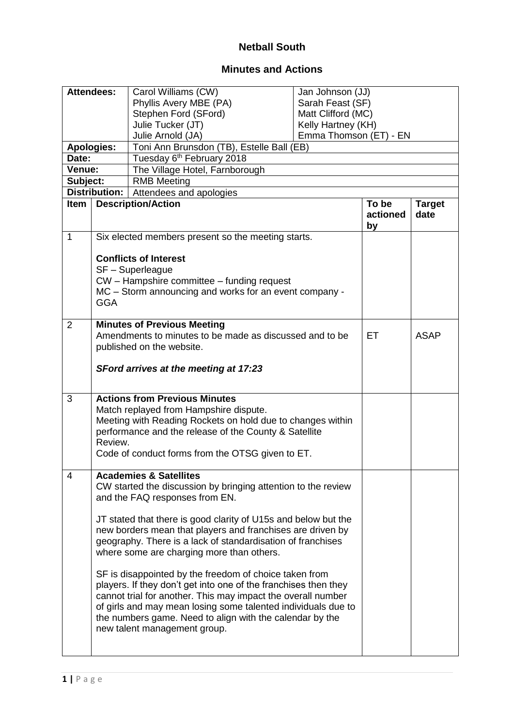# Netball South

## Minutes and Actions

| **Attendees:** | Carol Williams (CW)<br>Phyllis Avery MBE (PA)<br>Stephen Ford (SFord)<br>Julie Tucker (JT)<br>Julie Arnold (JA) | Jan Johnson (JJ)<br>Sarah Feast (SF)<br>Matt Clifford (MC)<br>Kelly Hartney (KH)<br>Emma Thomson (ET) - EN |
|---|---|---|
| **Apologies:** | Toni Ann Brunsdon (TB), Estelle Ball (EB) | |
| **Date:** | Tuesday 6th February 2018 | |
| **Venue:** | The Village Hotel, Farnborough | |
| **Subject:** | RMB Meeting | |
| **Distribution:** | Attendees and apologies | |

| Item | Description/Action | To be actioned by | Target date |
|---|---|---|---|
| 1 | Six elected members present so the meeting starts.<br><br>**Conflicts of Interest**<br>SF – Superleague<br>CW – Hampshire committee – funding request<br>MC – Storm announcing and works for an event company - GGA | | |
| 2 | **Minutes of Previous Meeting**<br>Amendments to minutes to be made as discussed and to be published on the website.<br><br>***SFord arrives at the meeting at 17:23*** | ET | ASAP |
| 3 | **Actions from Previous Minutes**<br>Match replayed from Hampshire dispute.<br>Meeting with Reading Rockets on hold due to changes within performance and the release of the County & Satellite Review.<br>Code of conduct forms from the OTSG given to ET. | | |
| 4 | **Academies & Satellites**<br>CW started the discussion by bringing attention to the review and the FAQ responses from EN.<br><br>JT stated that there is good clarity of U15s and below but the new borders mean that players and franchises are driven by geography. There is a lack of standardisation of franchises where some are charging more than others.<br><br>SF is disappointed by the freedom of choice taken from players. If they don't get into one of the franchises then they cannot trial for another. This may impact the overall number of girls and may mean losing some talented individuals due to the numbers game. Need to align with the calendar by the new talent management group. | | |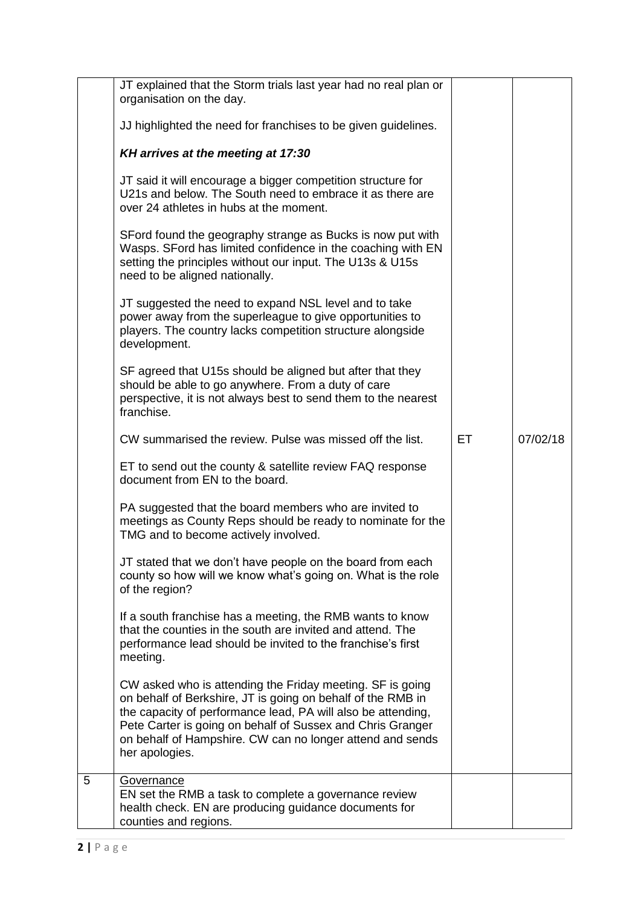| | | | |
|---|---|---|---|
| | JT explained that the Storm trials last year had no real plan or organisation on the day.<br><br>JJ highlighted the need for franchises to be given guidelines.<br><br>***KH arrives at the meeting at 17:30***<br><br>JT said it will encourage a bigger competition structure for U21s and below. The South need to embrace it as there are over 24 athletes in hubs at the moment.<br><br>SFord found the geography strange as Bucks is now put with Wasps. SFord has limited confidence in the coaching with EN setting the principles without our input. The U13s & U15s need to be aligned nationally.<br><br>JT suggested the need to expand NSL level and to take power away from the superleague to give opportunities to players. The country lacks competition structure alongside development.<br><br>SF agreed that U15s should be aligned but after that they should be able to go anywhere. From a duty of care perspective, it is not always best to send them to the nearest franchise.<br><br>CW summarised the review. Pulse was missed off the list.<br><br>ET to send out the county & satellite review FAQ response document from EN to the board.<br><br>PA suggested that the board members who are invited to meetings as County Reps should be ready to nominate for the TMG and to become actively involved.<br><br>JT stated that we don't have people on the board from each county so how will we know what's going on. What is the role of the region?<br><br>If a south franchise has a meeting, the RMB wants to know that the counties in the south are invited and attend. The performance lead should be invited to the franchise's first meeting.<br><br>CW asked who is attending the Friday meeting. SF is going on behalf of Berkshire, JT is going on behalf of the RMB in the capacity of performance lead, PA will also be attending, Pete Carter is going on behalf of Sussex and Chris Granger on behalf of Hampshire. CW can no longer attend and sends her apologies. | ET | 07/02/18 |
| 5 | <u>Governance</u><br>EN set the RMB a task to complete a governance review health check. EN are producing guidance documents for counties and regions. | | |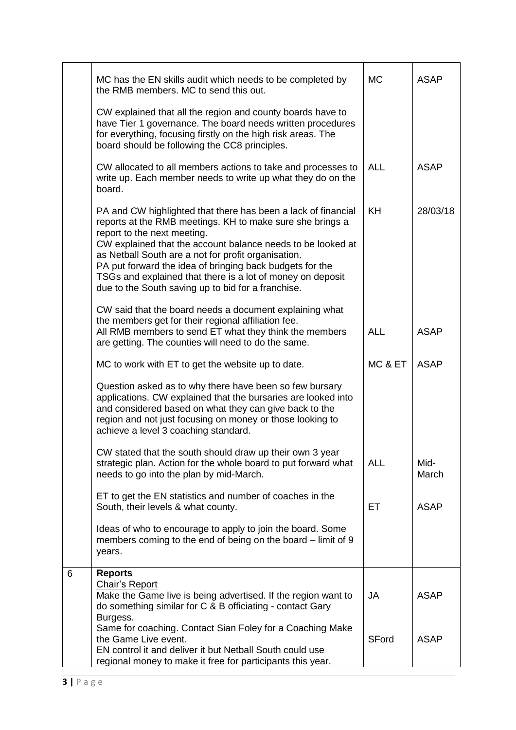| | | | |
|---|---|---|---|
| | MC has the EN skills audit which needs to be completed by the RMB members. MC to send this out. | MC | ASAP |
| | CW explained that all the region and county boards have to have Tier 1 governance. The board needs written procedures for everything, focusing firstly on the high risk areas. The board should be following the CC8 principles. | | |
| | CW allocated to all members actions to take and processes to write up. Each member needs to write up what they do on the board. | ALL | ASAP |
| | PA and CW highlighted that there has been a lack of financial reports at the RMB meetings. KH to make sure she brings a report to the next meeting.<br>CW explained that the account balance needs to be looked at as Netball South are a not for profit organisation.<br>PA put forward the idea of bringing back budgets for the TSGs and explained that there is a lot of money on deposit due to the South saving up to bid for a franchise. | KH | 28/03/18 |
| | CW said that the board needs a document explaining what the members get for their regional affiliation fee.<br>All RMB members to send ET what they think the members are getting. The counties will need to do the same. | ALL | ASAP |
| | MC to work with ET to get the website up to date. | MC & ET | ASAP |
| | Question asked as to why there have been so few bursary applications. CW explained that the bursaries are looked into and considered based on what they can give back to the region and not just focusing on money or those looking to achieve a level 3 coaching standard. | | |
| | CW stated that the south should draw up their own 3 year strategic plan. Action for the whole board to put forward what needs to go into the plan by mid-March. | ALL | Mid-March |
| | ET to get the EN statistics and number of coaches in the South, their levels & what county. | ET | ASAP |
| | Ideas of who to encourage to apply to join the board. Some members coming to the end of being on the board – limit of 9 years. | | |
| 6 | **Reports**<br>Chair's Report<br>Make the Game live is being advertised. If the region want to do something similar for C & B officiating - contact Gary Burgess.<br>Same for coaching. Contact Sian Foley for a Coaching Make the Game Live event.<br>EN control it and deliver it but Netball South could use regional money to make it free for participants this year. | JA<br><br>SFord | ASAP<br><br>ASAP |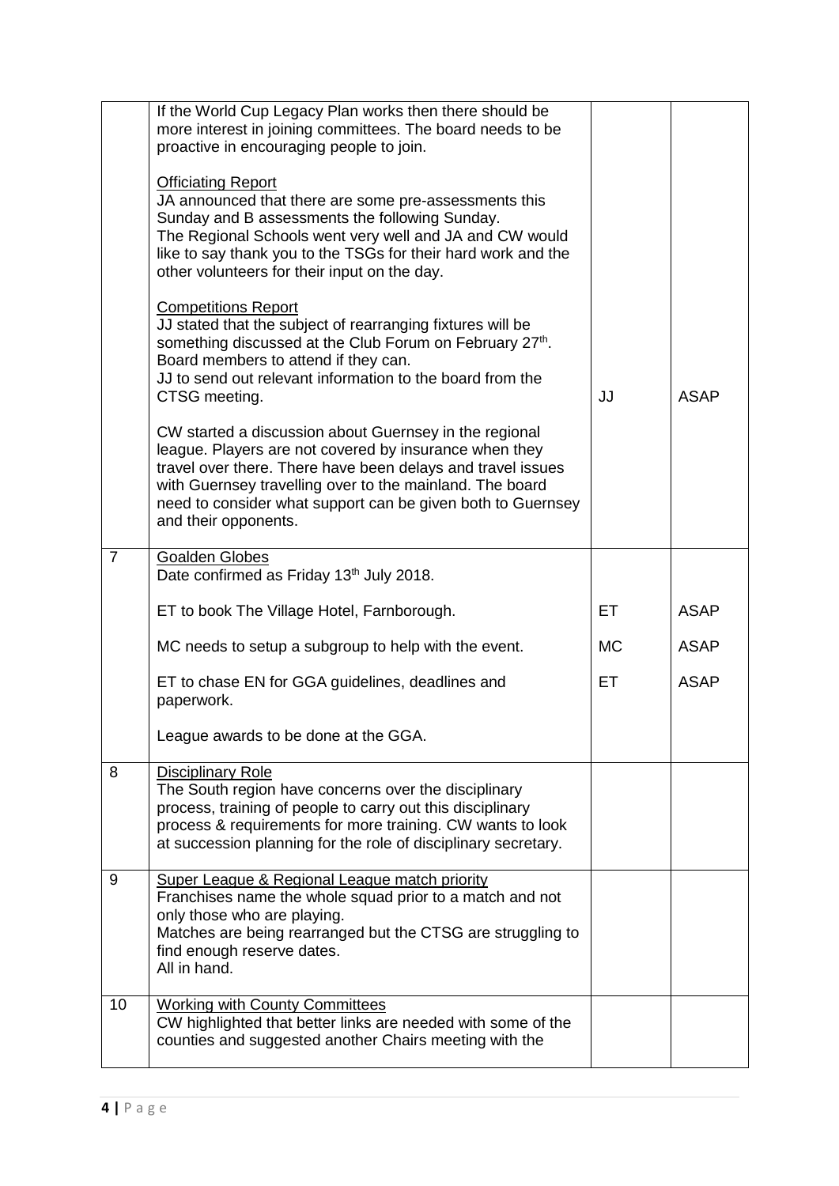|  |  |  |  |
|---|---|---|---|
|  | If the World Cup Legacy Plan works then there should be more interest in joining committees. The board needs to be proactive in encouraging people to join.<br><br><u>Officiating Report</u><br>JA announced that there are some pre-assessments this Sunday and B assessments the following Sunday.<br>The Regional Schools went very well and JA and CW would like to say thank you to the TSGs for their hard work and the other volunteers for their input on the day.<br><br><u>Competitions Report</u><br>JJ stated that the subject of rearranging fixtures will be something discussed at the Club Forum on February 27th.<br>Board members to attend if they can.<br>JJ to send out relevant information to the board from the CTSG meeting.<br><br>CW started a discussion about Guernsey in the regional league. Players are not covered by insurance when they travel over there. There have been delays and travel issues with Guernsey travelling over to the mainland. The board need to consider what support can be given both to Guernsey and their opponents. | JJ | ASAP |
| 7 | <u>Goalden Globes</u><br>Date confirmed as Friday 13th July 2018.<br><br>ET to book The Village Hotel, Farnborough.<br><br>MC needs to setup a subgroup to help with the event.<br><br>ET to chase EN for GGA guidelines, deadlines and paperwork.<br><br>League awards to be done at the GGA. | ET<br><br>MC<br><br>ET | ASAP<br><br>ASAP<br><br>ASAP |
| 8 | <u>Disciplinary Role</u><br>The South region have concerns over the disciplinary process, training of people to carry out this disciplinary process & requirements for more training. CW wants to look at succession planning for the role of disciplinary secretary. |  |  |
| 9 | <u>Super League & Regional League match priority</u><br>Franchises name the whole squad prior to a match and not only those who are playing.<br>Matches are being rearranged but the CTSG are struggling to find enough reserve dates.<br>All in hand. |  |  |
| 10 | <u>Working with County Committees</u><br>CW highlighted that better links are needed with some of the counties and suggested another Chairs meeting with the |  |  |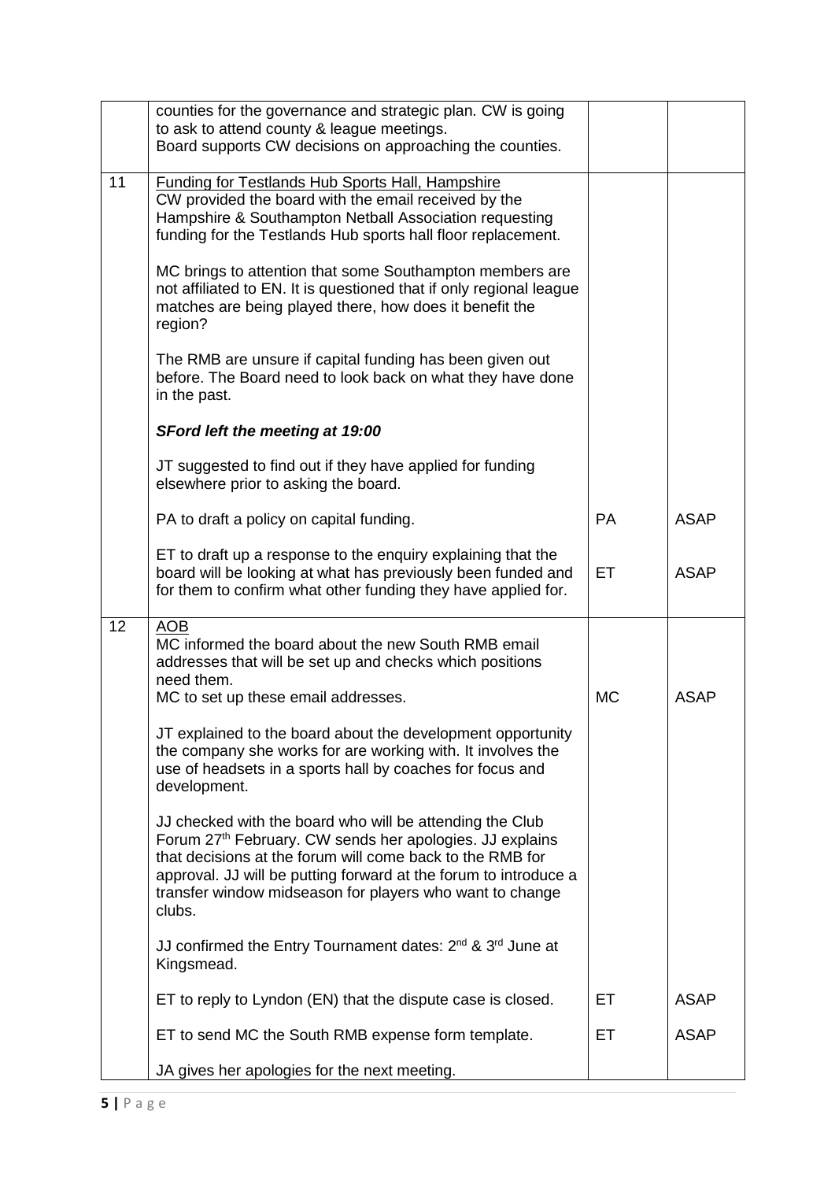| | | | |
|---|---|---|---|
| | counties for the governance and strategic plan. CW is going to ask to attend county & league meetings.<br>Board supports CW decisions on approaching the counties. | | |
| 11 | Funding for Testlands Hub Sports Hall, Hampshire<br>CW provided the board with the email received by the Hampshire & Southampton Netball Association requesting funding for the Testlands Hub sports hall floor replacement.<br><br>MC brings to attention that some Southampton members are not affiliated to EN. It is questioned that if only regional league matches are being played there, how does it benefit the region?<br><br>The RMB are unsure if capital funding has been given out before. The Board need to look back on what they have done in the past.<br><br>***SFord left the meeting at 19:00***<br><br>JT suggested to find out if they have applied for funding elsewhere prior to asking the board. | | |
| | PA to draft a policy on capital funding. | PA | ASAP |
| | ET to draft up a response to the enquiry explaining that the board will be looking at what has previously been funded and for them to confirm what other funding they have applied for. | ET | ASAP |
| 12 | AOB<br>MC informed the board about the new South RMB email addresses that will be set up and checks which positions need them.<br>MC to set up these email addresses. | MC | ASAP |
| | JT explained to the board about the development opportunity the company she works for are working with. It involves the use of headsets in a sports hall by coaches for focus and development.<br><br>JJ checked with the board who will be attending the Club Forum 27th February. CW sends her apologies. JJ explains that decisions at the forum will come back to the RMB for approval. JJ will be putting forward at the forum to introduce a transfer window midseason for players who want to change clubs.<br><br>JJ confirmed the Entry Tournament dates: 2nd & 3rd June at Kingsmead. | | |
| | ET to reply to Lyndon (EN) that the dispute case is closed. | ET | ASAP |
| | ET to send MC the South RMB expense form template. | ET | ASAP |
| | JA gives her apologies for the next meeting. | | |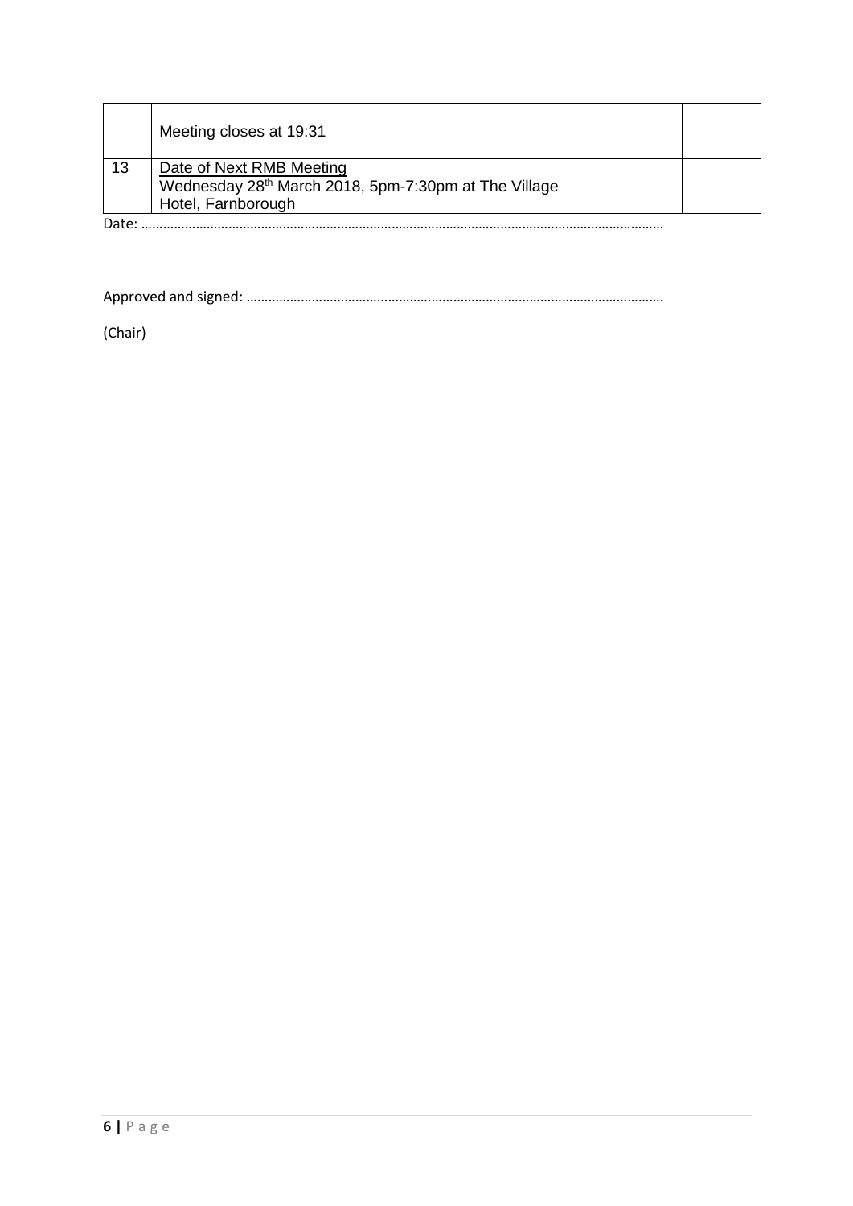| | | | |
|---|---|---|---|
| | Meeting closes at 19:31 | | |
| 13 | Date of Next RMB Meeting<br>Wednesday 28th March 2018, 5pm-7:30pm at The Village Hotel, Farnborough | | |

Date: ……………………………………………………………………………………………………………………………………

Approved and signed: ……………………………………………………………………………………………………

(Chair)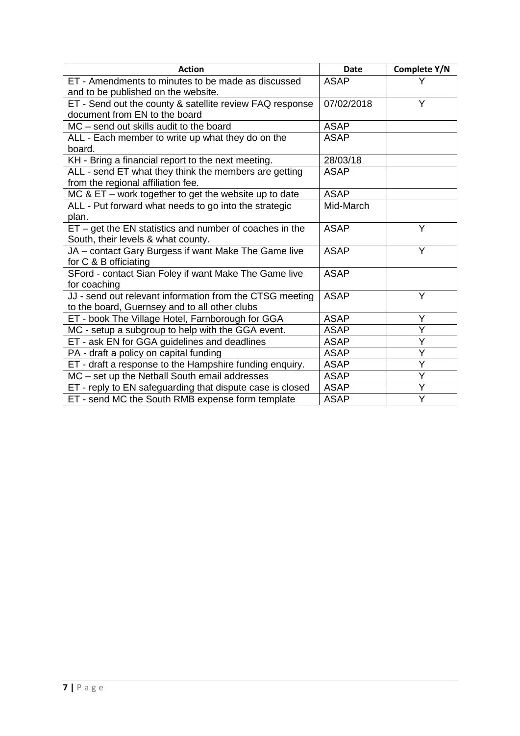| Action | Date | Complete Y/N |
|---|---|---|
| ET - Amendments to minutes to be made as discussed and to be published on the website. | ASAP | Y |
| ET - Send out the county & satellite review FAQ response document from EN to the board | 07/02/2018 | Y |
| MC – send out skills audit to the board | ASAP | |
| ALL - Each member to write up what they do on the board. | ASAP | |
| KH - Bring a financial report to the next meeting. | 28/03/18 | |
| ALL - send ET what they think the members are getting from the regional affiliation fee. | ASAP | |
| MC & ET – work together to get the website up to date | ASAP | |
| ALL - Put forward what needs to go into the strategic plan. | Mid-March | |
| ET – get the EN statistics and number of coaches in the South, their levels & what county. | ASAP | Y |
| JA – contact Gary Burgess if want Make The Game live for C & B officiating | ASAP | Y |
| SFord - contact Sian Foley if want Make The Game live for coaching | ASAP | |
| JJ - send out relevant information from the CTSG meeting to the board, Guernsey and to all other clubs | ASAP | Y |
| ET - book The Village Hotel, Farnborough for GGA | ASAP | Y |
| MC - setup a subgroup to help with the GGA event. | ASAP | Y |
| ET - ask EN for GGA guidelines and deadlines | ASAP | Y |
| PA - draft a policy on capital funding | ASAP | Y |
| ET - draft a response to the Hampshire funding enquiry. | ASAP | Y |
| MC – set up the Netball South email addresses | ASAP | Y |
| ET - reply to EN safeguarding that dispute case is closed | ASAP | Y |
| ET - send MC the South RMB expense form template | ASAP | Y |